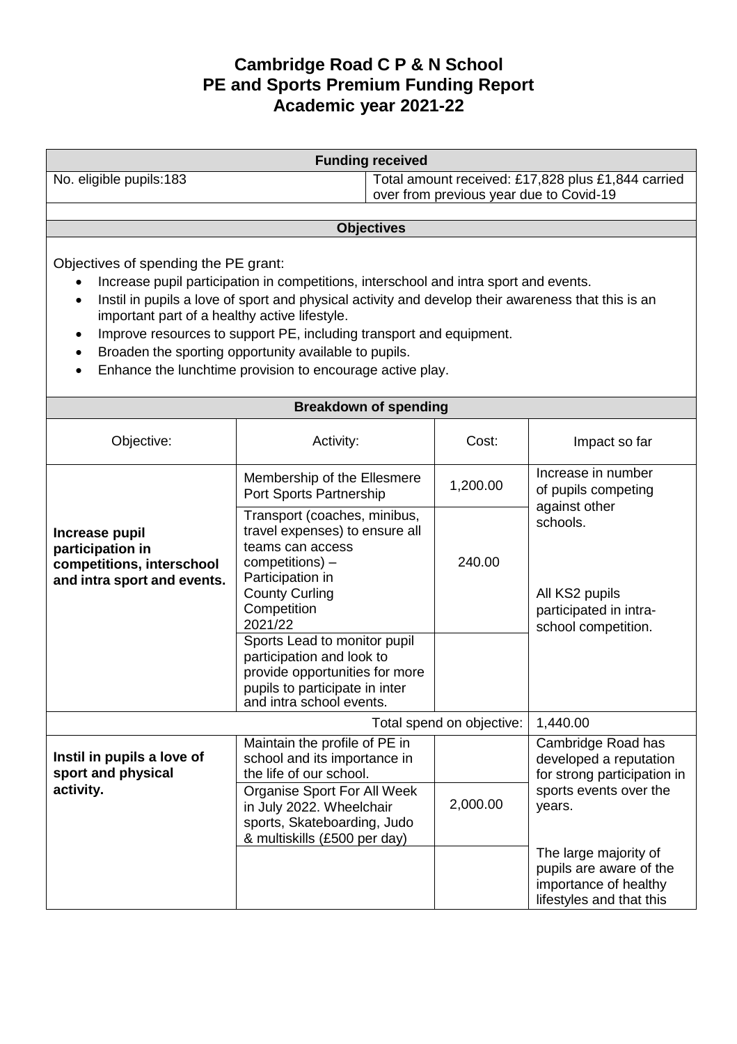# Cambridge Road C P & N School
# PE and Sports Premium Funding Report
# Academic year 2021-22

| Funding received | |
|---|---|
| No. eligible pupils:183 | Total amount received: £17,828 plus £1,844 carried over from previous year due to Covid-19 |

**Objectives**

Objectives of spending the PE grant:

- Increase pupil participation in competitions, interschool and intra sport and events.
- Instil in pupils a love of sport and physical activity and develop their awareness that this is an important part of a healthy active lifestyle.
- Improve resources to support PE, including transport and equipment.
- Broaden the sporting opportunity available to pupils.
- Enhance the lunchtime provision to encourage active play.

**Breakdown of spending**

| Objective: | Activity: | Cost: | Impact so far |
|---|---|---|---|
| **Increase pupil participation in competitions, interschool and intra sport and events.** | Membership of the Ellesmere Port Sports Partnership | 1,200.00 | Increase in number of pupils competing against other schools. |
| | Transport (coaches, minibus, travel expenses) to ensure all teams can access competitions) – Participation in County Curling Competition 2021/22 | 240.00 | All KS2 pupils participated in intra-school competition. |
| | Sports Lead to monitor pupil participation and look to provide opportunities for more pupils to participate in inter and intra school events. | | |
| | | Total spend on objective: | 1,440.00 |
| **Instil in pupils a love of sport and physical activity.** | Maintain the profile of PE in school and its importance in the life of our school. | | Cambridge Road has developed a reputation for strong participation in sports events over the years. |
| | Organise Sport For All Week in July 2022. Wheelchair sports, Skateboarding, Judo & multiskills (£500 per day) | 2,000.00 | |
| | | | The large majority of pupils are aware of the importance of healthy lifestyles and that this |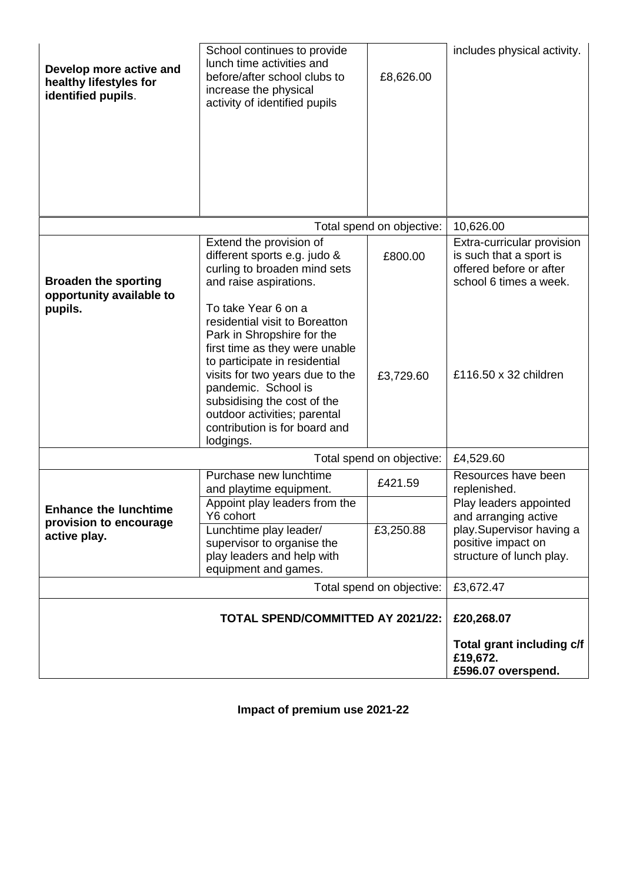| | | | |
|---|---|---|---|
| **Develop more active and healthy lifestyles for identified pupils**. | School continues to provide lunch time activities and before/after school clubs to increase the physical activity of identified pupils | £8,626.00 | includes physical activity. |
| | | Total spend on objective: | 10,626.00 |
| **Broaden the sporting opportunity available to pupils.** | Extend the provision of different sports e.g. judo & curling to broaden mind sets and raise aspirations. | £800.00 | Extra-curricular provision is such that a sport is offered before or after school 6 times a week. |
| | To take Year 6 on a residential visit to Boreatton Park in Shropshire for the first time as they were unable to participate in residential visits for two years due to the pandemic. School is subsidising the cost of the outdoor activities; parental contribution is for board and lodgings. | £3,729.60 | £116.50 x 32 children |
| | | Total spend on objective: | £4,529.60 |
| **Enhance the lunchtime provision to encourage active play.** | Purchase new lunchtime and playtime equipment. | £421.59 | Resources have been replenished. |
| | Appoint play leaders from the Y6 cohort | | Play leaders appointed and arranging active play. Supervisor having a positive impact on structure of lunch play. |
| | Lunchtime play leader/ supervisor to organise the play leaders and help with equipment and games. | £3,250.88 | |
| | | Total spend on objective: | £3,672.47 |
| | | **TOTAL SPEND/COMMITTED AY 2021/22:** | **£20,268.07**<br><br>**Total grant including c/f £19,672.**<br>**£596.07 overspend.** |

**Impact of premium use 2021-22**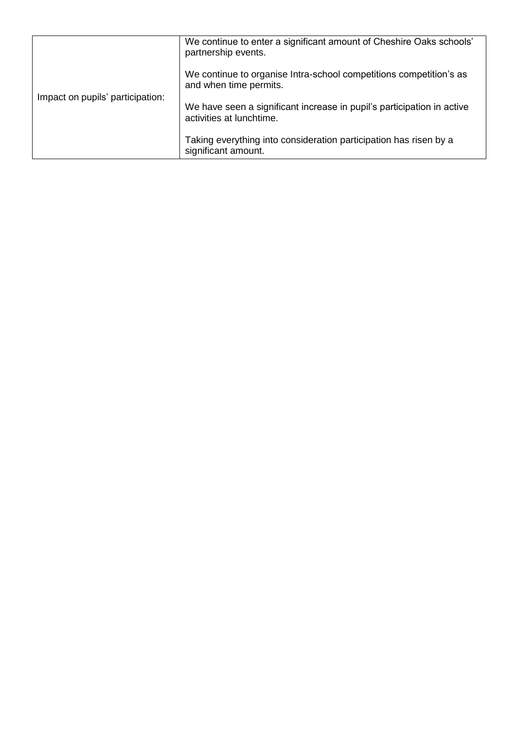| | |
|---|---|
| Impact on pupils' participation: | We continue to enter a significant amount of Cheshire Oaks schools' partnership events.<br><br>We continue to organise Intra-school competitions competition's as and when time permits.<br><br>We have seen a significant increase in pupil's participation in active activities at lunchtime.<br><br>Taking everything into consideration participation has risen by a significant amount. |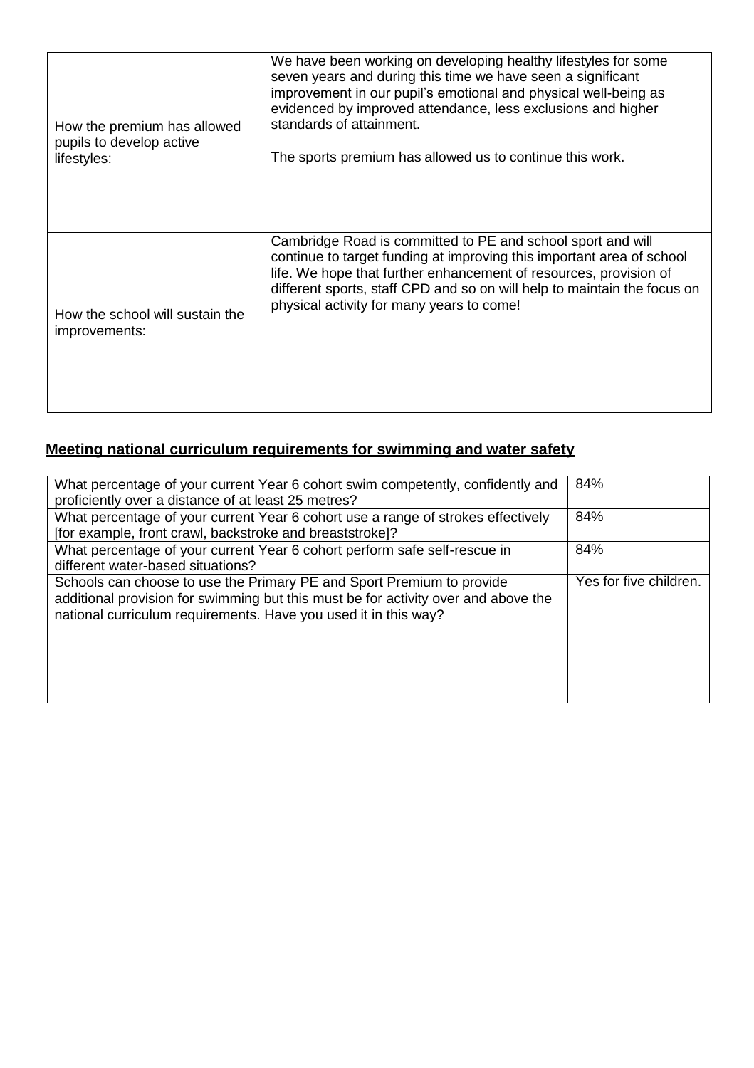| | |
|---|---|
| How the premium has allowed pupils to develop active lifestyles: | We have been working on developing healthy lifestyles for some seven years and during this time we have seen a significant improvement in our pupil's emotional and physical well-being as evidenced by improved attendance, less exclusions and higher standards of attainment.<br><br>The sports premium has allowed us to continue this work. |
| How the school will sustain the improvements: | Cambridge Road is committed to PE and school sport and will continue to target funding at improving this important area of school life. We hope that further enhancement of resources, provision of different sports, staff CPD and so on will help to maintain the focus on physical activity for many years to come! |

## Meeting national curriculum requirements for swimming and water safety

| | |
|---|---|
| What percentage of your current Year 6 cohort swim competently, confidently and proficiently over a distance of at least 25 metres? | 84% |
| What percentage of your current Year 6 cohort use a range of strokes effectively [for example, front crawl, backstroke and breaststroke]? | 84% |
| What percentage of your current Year 6 cohort perform safe self-rescue in different water-based situations? | 84% |
| Schools can choose to use the Primary PE and Sport Premium to provide additional provision for swimming but this must be for activity over and above the national curriculum requirements. Have you used it in this way? | Yes for five children. |